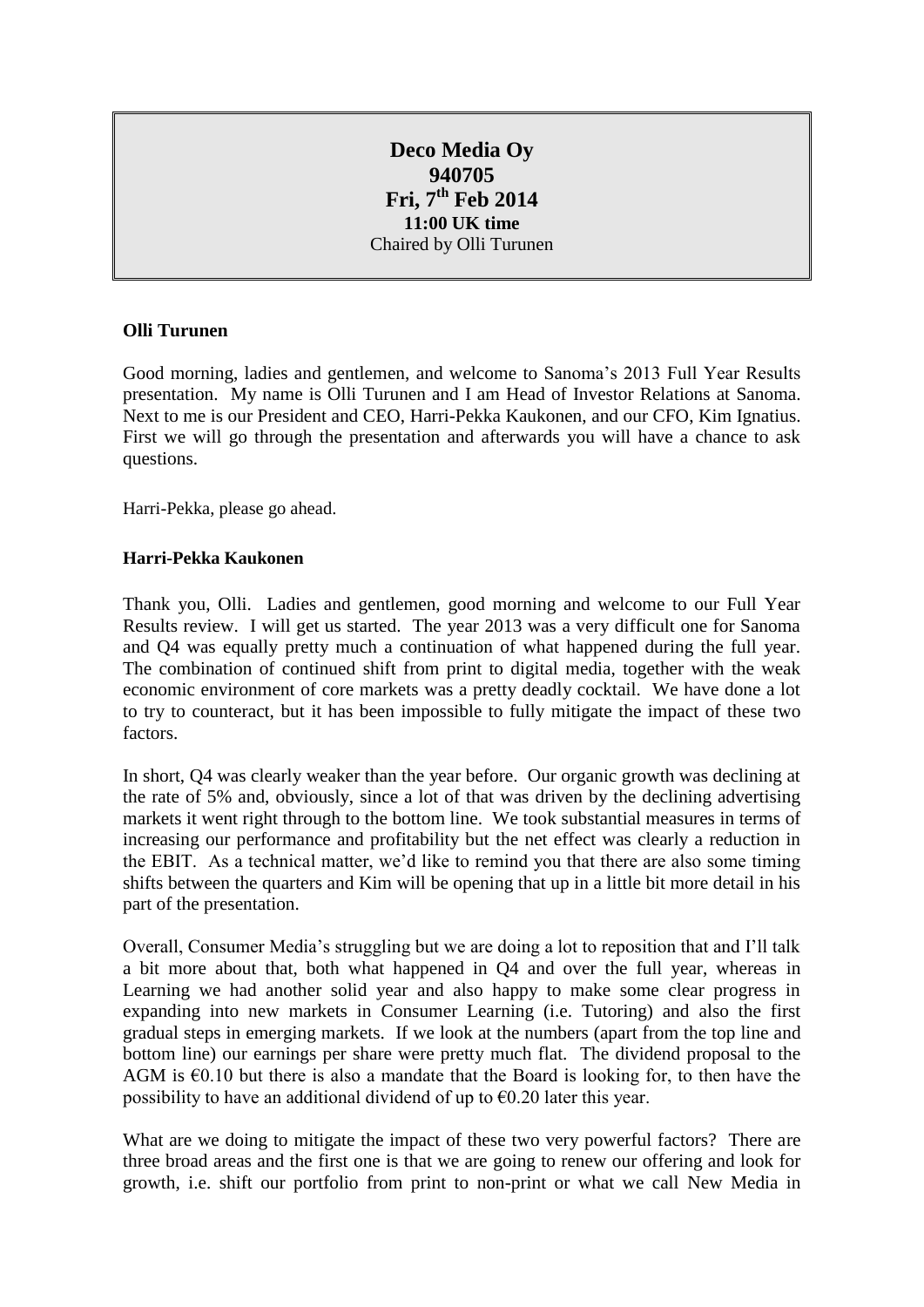**Deco Media Oy**
**940705**
**Fri, 7th Feb 2014**
**11:00 UK time**
Chaired by Olli Turunen

**Olli Turunen**

Good morning, ladies and gentlemen, and welcome to Sanoma's 2013 Full Year Results presentation. My name is Olli Turunen and I am Head of Investor Relations at Sanoma. Next to me is our President and CEO, Harri-Pekka Kaukonen, and our CFO, Kim Ignatius. First we will go through the presentation and afterwards you will have a chance to ask questions.

Harri-Pekka, please go ahead.

**Harri-Pekka Kaukonen**

Thank you, Olli. Ladies and gentlemen, good morning and welcome to our Full Year Results review. I will get us started. The year 2013 was a very difficult one for Sanoma and Q4 was equally pretty much a continuation of what happened during the full year. The combination of continued shift from print to digital media, together with the weak economic environment of core markets was a pretty deadly cocktail. We have done a lot to try to counteract, but it has been impossible to fully mitigate the impact of these two factors.

In short, Q4 was clearly weaker than the year before. Our organic growth was declining at the rate of 5% and, obviously, since a lot of that was driven by the declining advertising markets it went right through to the bottom line. We took substantial measures in terms of increasing our performance and profitability but the net effect was clearly a reduction in the EBIT. As a technical matter, we'd like to remind you that there are also some timing shifts between the quarters and Kim will be opening that up in a little bit more detail in his part of the presentation.

Overall, Consumer Media's struggling but we are doing a lot to reposition that and I'll talk a bit more about that, both what happened in Q4 and over the full year, whereas in Learning we had another solid year and also happy to make some clear progress in expanding into new markets in Consumer Learning (i.e. Tutoring) and also the first gradual steps in emerging markets. If we look at the numbers (apart from the top line and bottom line) our earnings per share were pretty much flat. The dividend proposal to the AGM is €0.10 but there is also a mandate that the Board is looking for, to then have the possibility to have an additional dividend of up to €0.20 later this year.

What are we doing to mitigate the impact of these two very powerful factors? There are three broad areas and the first one is that we are going to renew our offering and look for growth, i.e. shift our portfolio from print to non-print or what we call New Media in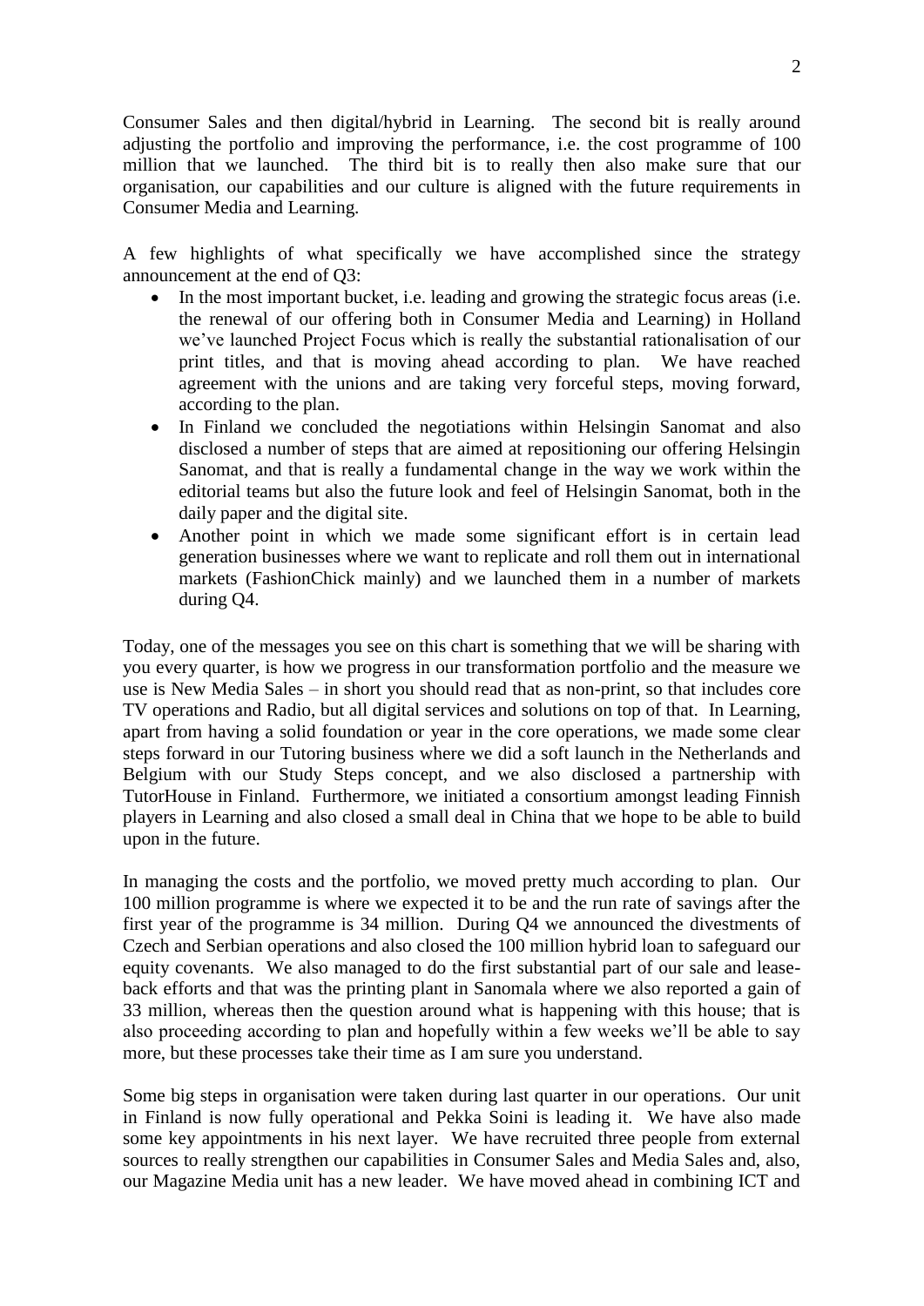Consumer Sales and then digital/hybrid in Learning. The second bit is really around adjusting the portfolio and improving the performance, i.e. the cost programme of 100 million that we launched. The third bit is to really then also make sure that our organisation, our capabilities and our culture is aligned with the future requirements in Consumer Media and Learning.

A few highlights of what specifically we have accomplished since the strategy announcement at the end of Q3:

- In the most important bucket, i.e. leading and growing the strategic focus areas (i.e. the renewal of our offering both in Consumer Media and Learning) in Holland we've launched Project Focus which is really the substantial rationalisation of our print titles, and that is moving ahead according to plan. We have reached agreement with the unions and are taking very forceful steps, moving forward, according to the plan.
- In Finland we concluded the negotiations within Helsingin Sanomat and also disclosed a number of steps that are aimed at repositioning our offering Helsingin Sanomat, and that is really a fundamental change in the way we work within the editorial teams but also the future look and feel of Helsingin Sanomat, both in the daily paper and the digital site.
- Another point in which we made some significant effort is in certain lead generation businesses where we want to replicate and roll them out in international markets (FashionChick mainly) and we launched them in a number of markets during Q4.

Today, one of the messages you see on this chart is something that we will be sharing with you every quarter, is how we progress in our transformation portfolio and the measure we use is New Media Sales – in short you should read that as non-print, so that includes core TV operations and Radio, but all digital services and solutions on top of that. In Learning, apart from having a solid foundation or year in the core operations, we made some clear steps forward in our Tutoring business where we did a soft launch in the Netherlands and Belgium with our Study Steps concept, and we also disclosed a partnership with TutorHouse in Finland. Furthermore, we initiated a consortium amongst leading Finnish players in Learning and also closed a small deal in China that we hope to be able to build upon in the future.

In managing the costs and the portfolio, we moved pretty much according to plan. Our 100 million programme is where we expected it to be and the run rate of savings after the first year of the programme is 34 million. During Q4 we announced the divestments of Czech and Serbian operations and also closed the 100 million hybrid loan to safeguard our equity covenants. We also managed to do the first substantial part of our sale and lease-back efforts and that was the printing plant in Sanomala where we also reported a gain of 33 million, whereas then the question around what is happening with this house; that is also proceeding according to plan and hopefully within a few weeks we'll be able to say more, but these processes take their time as I am sure you understand.

Some big steps in organisation were taken during last quarter in our operations. Our unit in Finland is now fully operational and Pekka Soini is leading it. We have also made some key appointments in his next layer. We have recruited three people from external sources to really strengthen our capabilities in Consumer Sales and Media Sales and, also, our Magazine Media unit has a new leader. We have moved ahead in combining ICT and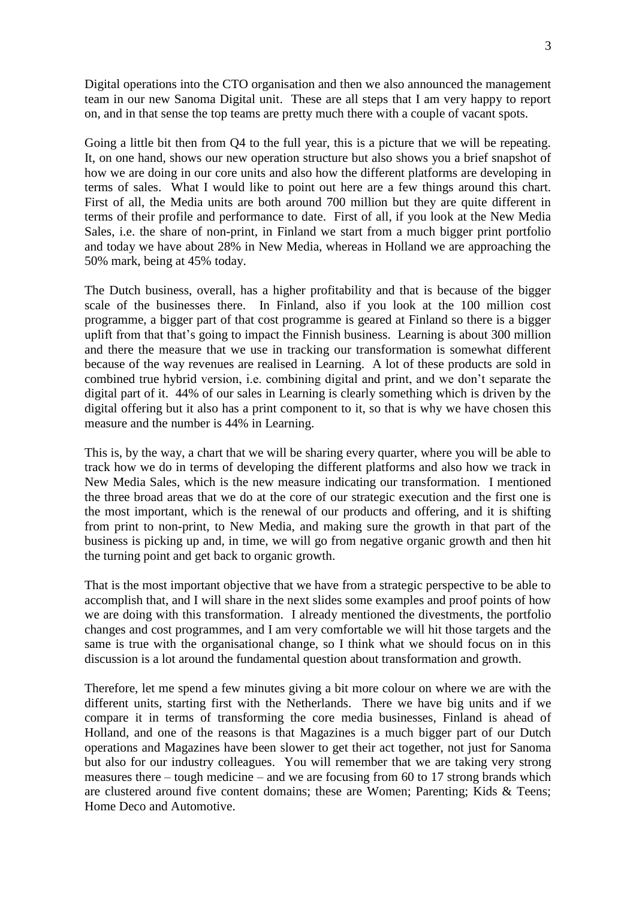Digital operations into the CTO organisation and then we also announced the management team in our new Sanoma Digital unit. These are all steps that I am very happy to report on, and in that sense the top teams are pretty much there with a couple of vacant spots.

Going a little bit then from Q4 to the full year, this is a picture that we will be repeating. It, on one hand, shows our new operation structure but also shows you a brief snapshot of how we are doing in our core units and also how the different platforms are developing in terms of sales. What I would like to point out here are a few things around this chart. First of all, the Media units are both around 700 million but they are quite different in terms of their profile and performance to date. First of all, if you look at the New Media Sales, i.e. the share of non-print, in Finland we start from a much bigger print portfolio and today we have about 28% in New Media, whereas in Holland we are approaching the 50% mark, being at 45% today.

The Dutch business, overall, has a higher profitability and that is because of the bigger scale of the businesses there. In Finland, also if you look at the 100 million cost programme, a bigger part of that cost programme is geared at Finland so there is a bigger uplift from that that's going to impact the Finnish business. Learning is about 300 million and there the measure that we use in tracking our transformation is somewhat different because of the way revenues are realised in Learning. A lot of these products are sold in combined true hybrid version, i.e. combining digital and print, and we don't separate the digital part of it. 44% of our sales in Learning is clearly something which is driven by the digital offering but it also has a print component to it, so that is why we have chosen this measure and the number is 44% in Learning.

This is, by the way, a chart that we will be sharing every quarter, where you will be able to track how we do in terms of developing the different platforms and also how we track in New Media Sales, which is the new measure indicating our transformation. I mentioned the three broad areas that we do at the core of our strategic execution and the first one is the most important, which is the renewal of our products and offering, and it is shifting from print to non-print, to New Media, and making sure the growth in that part of the business is picking up and, in time, we will go from negative organic growth and then hit the turning point and get back to organic growth.

That is the most important objective that we have from a strategic perspective to be able to accomplish that, and I will share in the next slides some examples and proof points of how we are doing with this transformation. I already mentioned the divestments, the portfolio changes and cost programmes, and I am very comfortable we will hit those targets and the same is true with the organisational change, so I think what we should focus on in this discussion is a lot around the fundamental question about transformation and growth.

Therefore, let me spend a few minutes giving a bit more colour on where we are with the different units, starting first with the Netherlands. There we have big units and if we compare it in terms of transforming the core media businesses, Finland is ahead of Holland, and one of the reasons is that Magazines is a much bigger part of our Dutch operations and Magazines have been slower to get their act together, not just for Sanoma but also for our industry colleagues. You will remember that we are taking very strong measures there – tough medicine – and we are focusing from 60 to 17 strong brands which are clustered around five content domains; these are Women; Parenting; Kids & Teens; Home Deco and Automotive.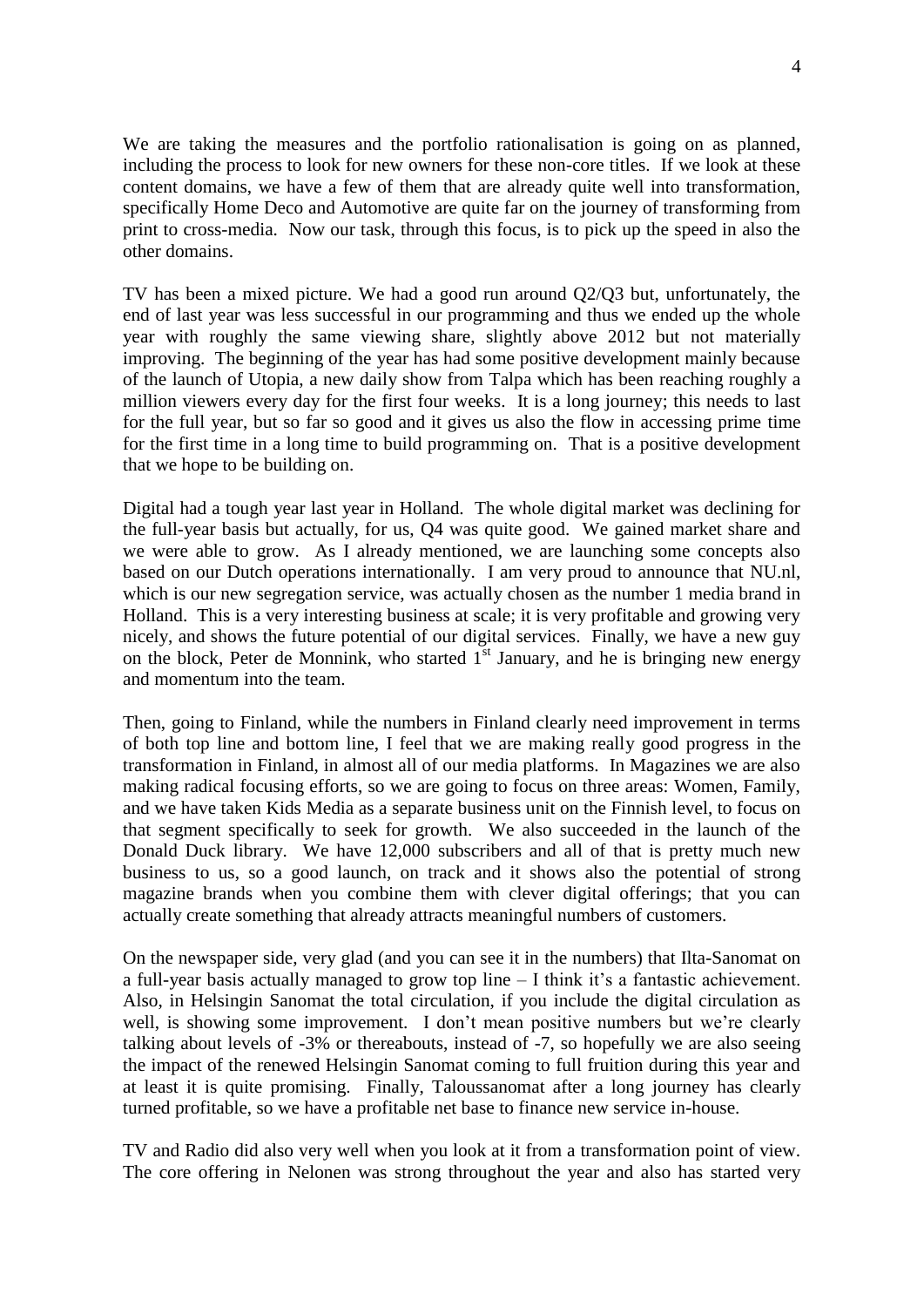We are taking the measures and the portfolio rationalisation is going on as planned, including the process to look for new owners for these non-core titles. If we look at these content domains, we have a few of them that are already quite well into transformation, specifically Home Deco and Automotive are quite far on the journey of transforming from print to cross-media. Now our task, through this focus, is to pick up the speed in also the other domains.

TV has been a mixed picture. We had a good run around Q2/Q3 but, unfortunately, the end of last year was less successful in our programming and thus we ended up the whole year with roughly the same viewing share, slightly above 2012 but not materially improving. The beginning of the year has had some positive development mainly because of the launch of Utopia, a new daily show from Talpa which has been reaching roughly a million viewers every day for the first four weeks. It is a long journey; this needs to last for the full year, but so far so good and it gives us also the flow in accessing prime time for the first time in a long time to build programming on. That is a positive development that we hope to be building on.

Digital had a tough year last year in Holland. The whole digital market was declining for the full-year basis but actually, for us, Q4 was quite good. We gained market share and we were able to grow. As I already mentioned, we are launching some concepts also based on our Dutch operations internationally. I am very proud to announce that NU.nl, which is our new segregation service, was actually chosen as the number 1 media brand in Holland. This is a very interesting business at scale; it is very profitable and growing very nicely, and shows the future potential of our digital services. Finally, we have a new guy on the block, Peter de Monnink, who started 1st January, and he is bringing new energy and momentum into the team.

Then, going to Finland, while the numbers in Finland clearly need improvement in terms of both top line and bottom line, I feel that we are making really good progress in the transformation in Finland, in almost all of our media platforms. In Magazines we are also making radical focusing efforts, so we are going to focus on three areas: Women, Family, and we have taken Kids Media as a separate business unit on the Finnish level, to focus on that segment specifically to seek for growth. We also succeeded in the launch of the Donald Duck library. We have 12,000 subscribers and all of that is pretty much new business to us, so a good launch, on track and it shows also the potential of strong magazine brands when you combine them with clever digital offerings; that you can actually create something that already attracts meaningful numbers of customers.

On the newspaper side, very glad (and you can see it in the numbers) that Ilta-Sanomat on a full-year basis actually managed to grow top line – I think it's a fantastic achievement. Also, in Helsingin Sanomat the total circulation, if you include the digital circulation as well, is showing some improvement. I don't mean positive numbers but we're clearly talking about levels of -3% or thereabouts, instead of -7, so hopefully we are also seeing the impact of the renewed Helsingin Sanomat coming to full fruition during this year and at least it is quite promising. Finally, Taloussanomat after a long journey has clearly turned profitable, so we have a profitable net base to finance new service in-house.

TV and Radio did also very well when you look at it from a transformation point of view. The core offering in Nelonen was strong throughout the year and also has started very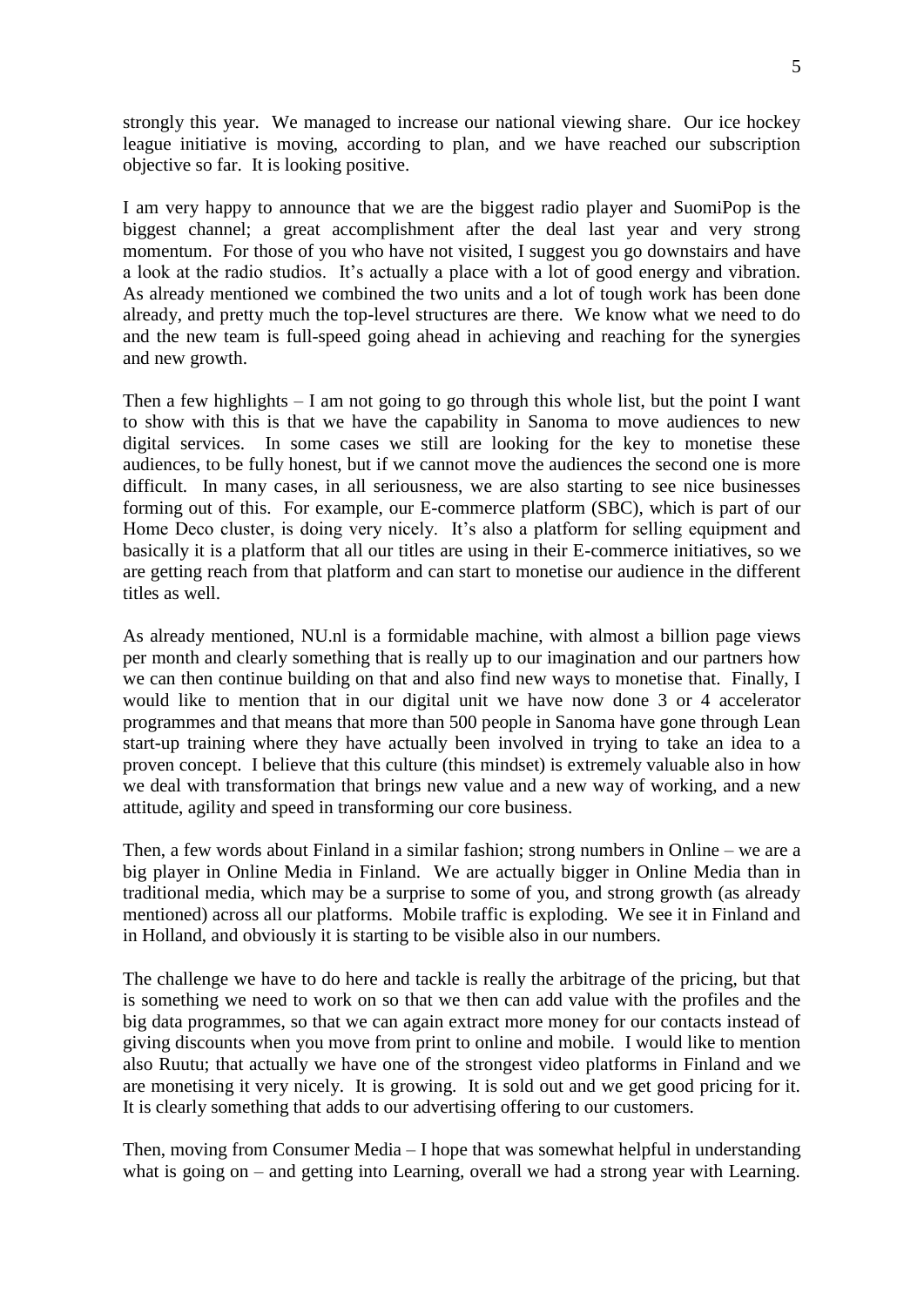strongly this year. We managed to increase our national viewing share. Our ice hockey league initiative is moving, according to plan, and we have reached our subscription objective so far. It is looking positive.

I am very happy to announce that we are the biggest radio player and SuomiPop is the biggest channel; a great accomplishment after the deal last year and very strong momentum. For those of you who have not visited, I suggest you go downstairs and have a look at the radio studios. It's actually a place with a lot of good energy and vibration. As already mentioned we combined the two units and a lot of tough work has been done already, and pretty much the top-level structures are there. We know what we need to do and the new team is full-speed going ahead in achieving and reaching for the synergies and new growth.

Then a few highlights – I am not going to go through this whole list, but the point I want to show with this is that we have the capability in Sanoma to move audiences to new digital services. In some cases we still are looking for the key to monetise these audiences, to be fully honest, but if we cannot move the audiences the second one is more difficult. In many cases, in all seriousness, we are also starting to see nice businesses forming out of this. For example, our E-commerce platform (SBC), which is part of our Home Deco cluster, is doing very nicely. It's also a platform for selling equipment and basically it is a platform that all our titles are using in their E-commerce initiatives, so we are getting reach from that platform and can start to monetise our audience in the different titles as well.

As already mentioned, NU.nl is a formidable machine, with almost a billion page views per month and clearly something that is really up to our imagination and our partners how we can then continue building on that and also find new ways to monetise that. Finally, I would like to mention that in our digital unit we have now done 3 or 4 accelerator programmes and that means that more than 500 people in Sanoma have gone through Lean start-up training where they have actually been involved in trying to take an idea to a proven concept. I believe that this culture (this mindset) is extremely valuable also in how we deal with transformation that brings new value and a new way of working, and a new attitude, agility and speed in transforming our core business.

Then, a few words about Finland in a similar fashion; strong numbers in Online – we are a big player in Online Media in Finland. We are actually bigger in Online Media than in traditional media, which may be a surprise to some of you, and strong growth (as already mentioned) across all our platforms. Mobile traffic is exploding. We see it in Finland and in Holland, and obviously it is starting to be visible also in our numbers.

The challenge we have to do here and tackle is really the arbitrage of the pricing, but that is something we need to work on so that we then can add value with the profiles and the big data programmes, so that we can again extract more money for our contacts instead of giving discounts when you move from print to online and mobile. I would like to mention also Ruutu; that actually we have one of the strongest video platforms in Finland and we are monetising it very nicely. It is growing. It is sold out and we get good pricing for it. It is clearly something that adds to our advertising offering to our customers.

Then, moving from Consumer Media – I hope that was somewhat helpful in understanding what is going on – and getting into Learning, overall we had a strong year with Learning.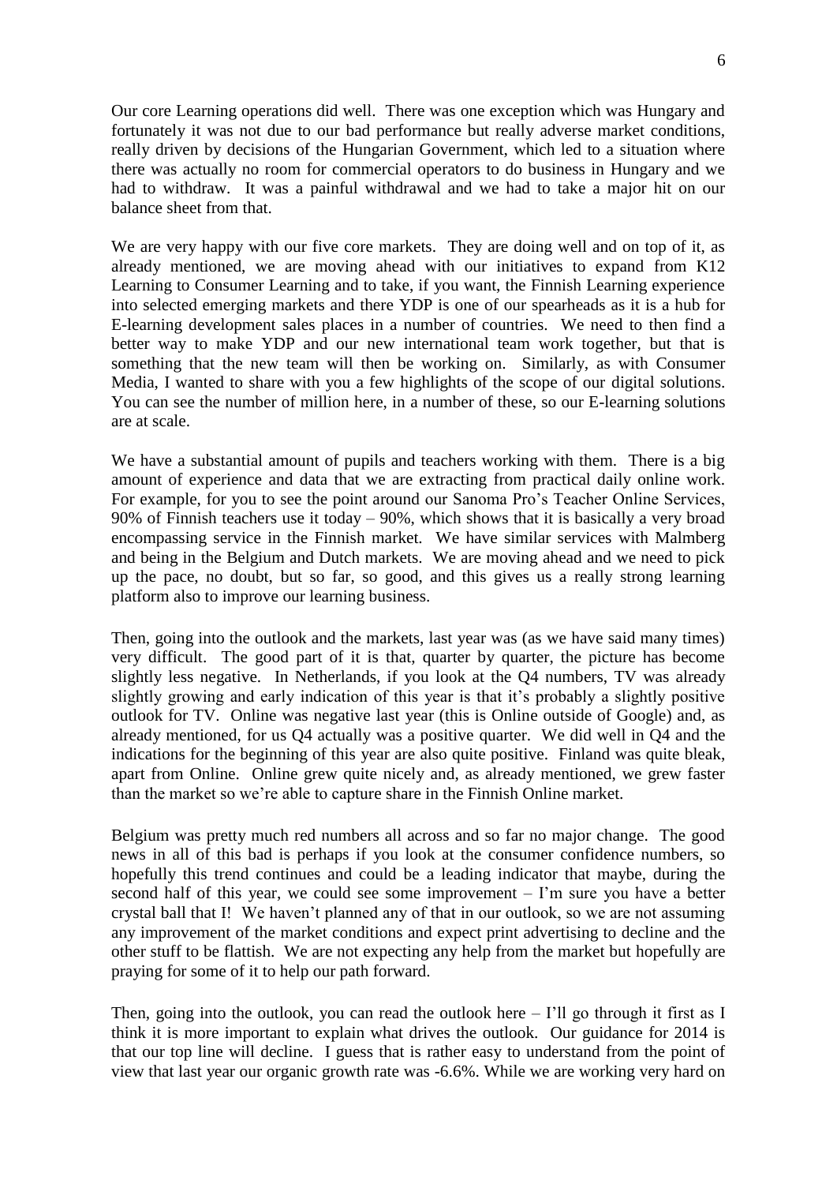Our core Learning operations did well. There was one exception which was Hungary and fortunately it was not due to our bad performance but really adverse market conditions, really driven by decisions of the Hungarian Government, which led to a situation where there was actually no room for commercial operators to do business in Hungary and we had to withdraw. It was a painful withdrawal and we had to take a major hit on our balance sheet from that.

We are very happy with our five core markets. They are doing well and on top of it, as already mentioned, we are moving ahead with our initiatives to expand from K12 Learning to Consumer Learning and to take, if you want, the Finnish Learning experience into selected emerging markets and there YDP is one of our spearheads as it is a hub for E-learning development sales places in a number of countries. We need to then find a better way to make YDP and our new international team work together, but that is something that the new team will then be working on. Similarly, as with Consumer Media, I wanted to share with you a few highlights of the scope of our digital solutions. You can see the number of million here, in a number of these, so our E-learning solutions are at scale.

We have a substantial amount of pupils and teachers working with them. There is a big amount of experience and data that we are extracting from practical daily online work. For example, for you to see the point around our Sanoma Pro's Teacher Online Services, 90% of Finnish teachers use it today – 90%, which shows that it is basically a very broad encompassing service in the Finnish market. We have similar services with Malmberg and being in the Belgium and Dutch markets. We are moving ahead and we need to pick up the pace, no doubt, but so far, so good, and this gives us a really strong learning platform also to improve our learning business.

Then, going into the outlook and the markets, last year was (as we have said many times) very difficult. The good part of it is that, quarter by quarter, the picture has become slightly less negative. In Netherlands, if you look at the Q4 numbers, TV was already slightly growing and early indication of this year is that it's probably a slightly positive outlook for TV. Online was negative last year (this is Online outside of Google) and, as already mentioned, for us Q4 actually was a positive quarter. We did well in Q4 and the indications for the beginning of this year are also quite positive. Finland was quite bleak, apart from Online. Online grew quite nicely and, as already mentioned, we grew faster than the market so we're able to capture share in the Finnish Online market.

Belgium was pretty much red numbers all across and so far no major change. The good news in all of this bad is perhaps if you look at the consumer confidence numbers, so hopefully this trend continues and could be a leading indicator that maybe, during the second half of this year, we could see some improvement – I'm sure you have a better crystal ball that I! We haven't planned any of that in our outlook, so we are not assuming any improvement of the market conditions and expect print advertising to decline and the other stuff to be flattish. We are not expecting any help from the market but hopefully are praying for some of it to help our path forward.

Then, going into the outlook, you can read the outlook here – I'll go through it first as I think it is more important to explain what drives the outlook. Our guidance for 2014 is that our top line will decline. I guess that is rather easy to understand from the point of view that last year our organic growth rate was -6.6%. While we are working very hard on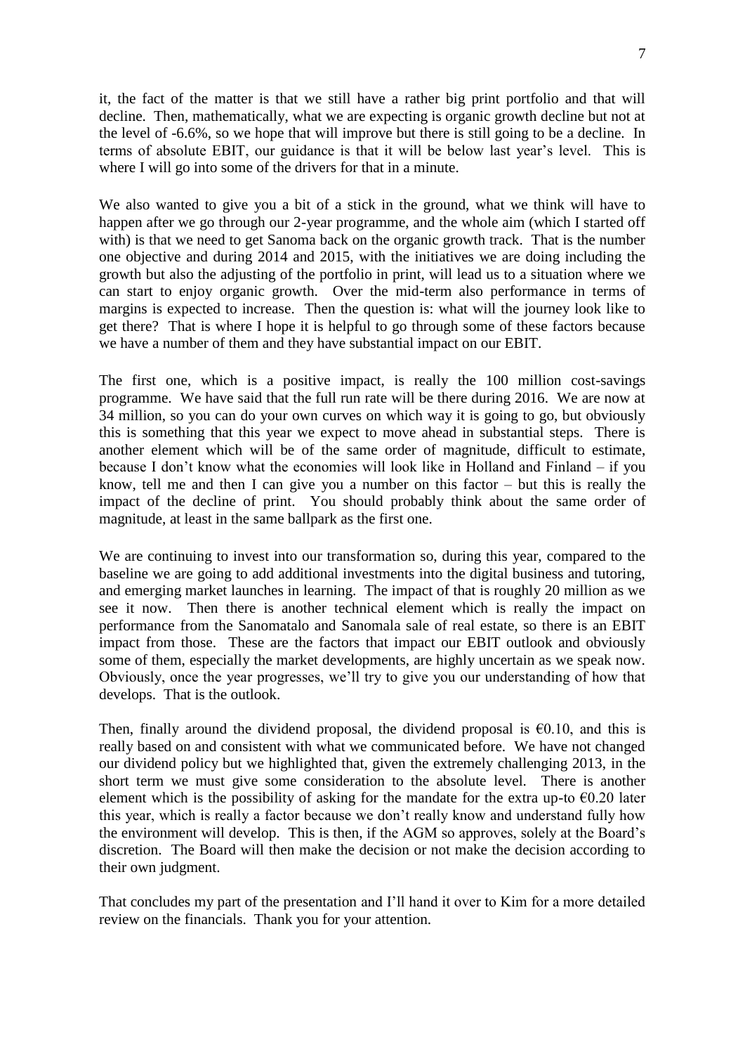it, the fact of the matter is that we still have a rather big print portfolio and that will decline. Then, mathematically, what we are expecting is organic growth decline but not at the level of -6.6%, so we hope that will improve but there is still going to be a decline. In terms of absolute EBIT, our guidance is that it will be below last year's level. This is where I will go into some of the drivers for that in a minute.

We also wanted to give you a bit of a stick in the ground, what we think will have to happen after we go through our 2-year programme, and the whole aim (which I started off with) is that we need to get Sanoma back on the organic growth track. That is the number one objective and during 2014 and 2015, with the initiatives we are doing including the growth but also the adjusting of the portfolio in print, will lead us to a situation where we can start to enjoy organic growth. Over the mid-term also performance in terms of margins is expected to increase. Then the question is: what will the journey look like to get there? That is where I hope it is helpful to go through some of these factors because we have a number of them and they have substantial impact on our EBIT.

The first one, which is a positive impact, is really the 100 million cost-savings programme. We have said that the full run rate will be there during 2016. We are now at 34 million, so you can do your own curves on which way it is going to go, but obviously this is something that this year we expect to move ahead in substantial steps. There is another element which will be of the same order of magnitude, difficult to estimate, because I don't know what the economies will look like in Holland and Finland – if you know, tell me and then I can give you a number on this factor – but this is really the impact of the decline of print. You should probably think about the same order of magnitude, at least in the same ballpark as the first one.

We are continuing to invest into our transformation so, during this year, compared to the baseline we are going to add additional investments into the digital business and tutoring, and emerging market launches in learning. The impact of that is roughly 20 million as we see it now. Then there is another technical element which is really the impact on performance from the Sanomatalo and Sanomala sale of real estate, so there is an EBIT impact from those. These are the factors that impact our EBIT outlook and obviously some of them, especially the market developments, are highly uncertain as we speak now. Obviously, once the year progresses, we'll try to give you our understanding of how that develops. That is the outlook.

Then, finally around the dividend proposal, the dividend proposal is €0.10, and this is really based on and consistent with what we communicated before. We have not changed our dividend policy but we highlighted that, given the extremely challenging 2013, in the short term we must give some consideration to the absolute level. There is another element which is the possibility of asking for the mandate for the extra up-to €0.20 later this year, which is really a factor because we don't really know and understand fully how the environment will develop. This is then, if the AGM so approves, solely at the Board's discretion. The Board will then make the decision or not make the decision according to their own judgment.

That concludes my part of the presentation and I'll hand it over to Kim for a more detailed review on the financials. Thank you for your attention.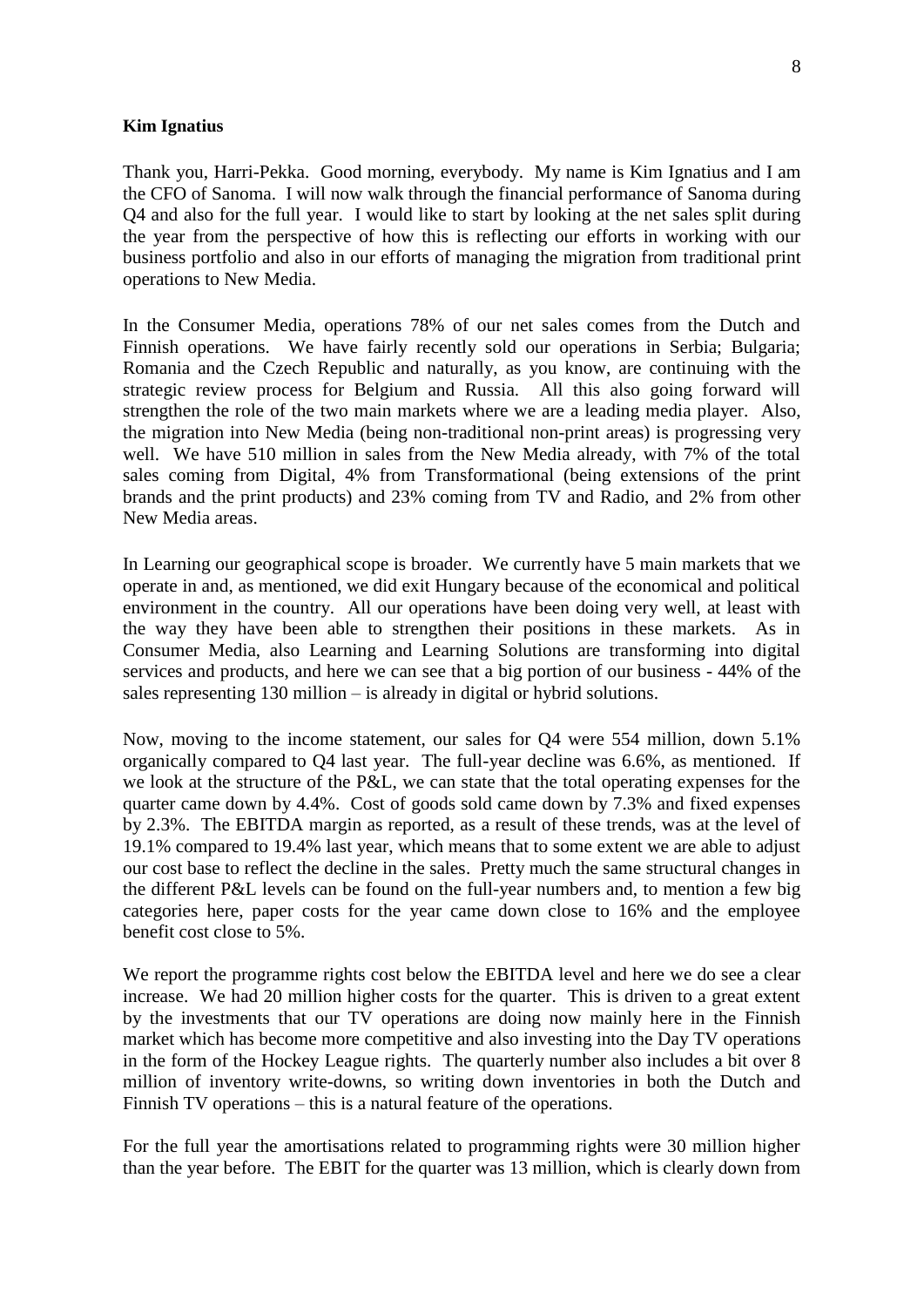**Kim Ignatius**

Thank you, Harri-Pekka. Good morning, everybody. My name is Kim Ignatius and I am the CFO of Sanoma. I will now walk through the financial performance of Sanoma during Q4 and also for the full year. I would like to start by looking at the net sales split during the year from the perspective of how this is reflecting our efforts in working with our business portfolio and also in our efforts of managing the migration from traditional print operations to New Media.

In the Consumer Media, operations 78% of our net sales comes from the Dutch and Finnish operations. We have fairly recently sold our operations in Serbia; Bulgaria; Romania and the Czech Republic and naturally, as you know, are continuing with the strategic review process for Belgium and Russia. All this also going forward will strengthen the role of the two main markets where we are a leading media player. Also, the migration into New Media (being non-traditional non-print areas) is progressing very well. We have 510 million in sales from the New Media already, with 7% of the total sales coming from Digital, 4% from Transformational (being extensions of the print brands and the print products) and 23% coming from TV and Radio, and 2% from other New Media areas.

In Learning our geographical scope is broader. We currently have 5 main markets that we operate in and, as mentioned, we did exit Hungary because of the economical and political environment in the country. All our operations have been doing very well, at least with the way they have been able to strengthen their positions in these markets. As in Consumer Media, also Learning and Learning Solutions are transforming into digital services and products, and here we can see that a big portion of our business - 44% of the sales representing 130 million – is already in digital or hybrid solutions.

Now, moving to the income statement, our sales for Q4 were 554 million, down 5.1% organically compared to Q4 last year. The full-year decline was 6.6%, as mentioned. If we look at the structure of the P&L, we can state that the total operating expenses for the quarter came down by 4.4%. Cost of goods sold came down by 7.3% and fixed expenses by 2.3%. The EBITDA margin as reported, as a result of these trends, was at the level of 19.1% compared to 19.4% last year, which means that to some extent we are able to adjust our cost base to reflect the decline in the sales. Pretty much the same structural changes in the different P&L levels can be found on the full-year numbers and, to mention a few big categories here, paper costs for the year came down close to 16% and the employee benefit cost close to 5%.

We report the programme rights cost below the EBITDA level and here we do see a clear increase. We had 20 million higher costs for the quarter. This is driven to a great extent by the investments that our TV operations are doing now mainly here in the Finnish market which has become more competitive and also investing into the Day TV operations in the form of the Hockey League rights. The quarterly number also includes a bit over 8 million of inventory write-downs, so writing down inventories in both the Dutch and Finnish TV operations – this is a natural feature of the operations.

For the full year the amortisations related to programming rights were 30 million higher than the year before. The EBIT for the quarter was 13 million, which is clearly down from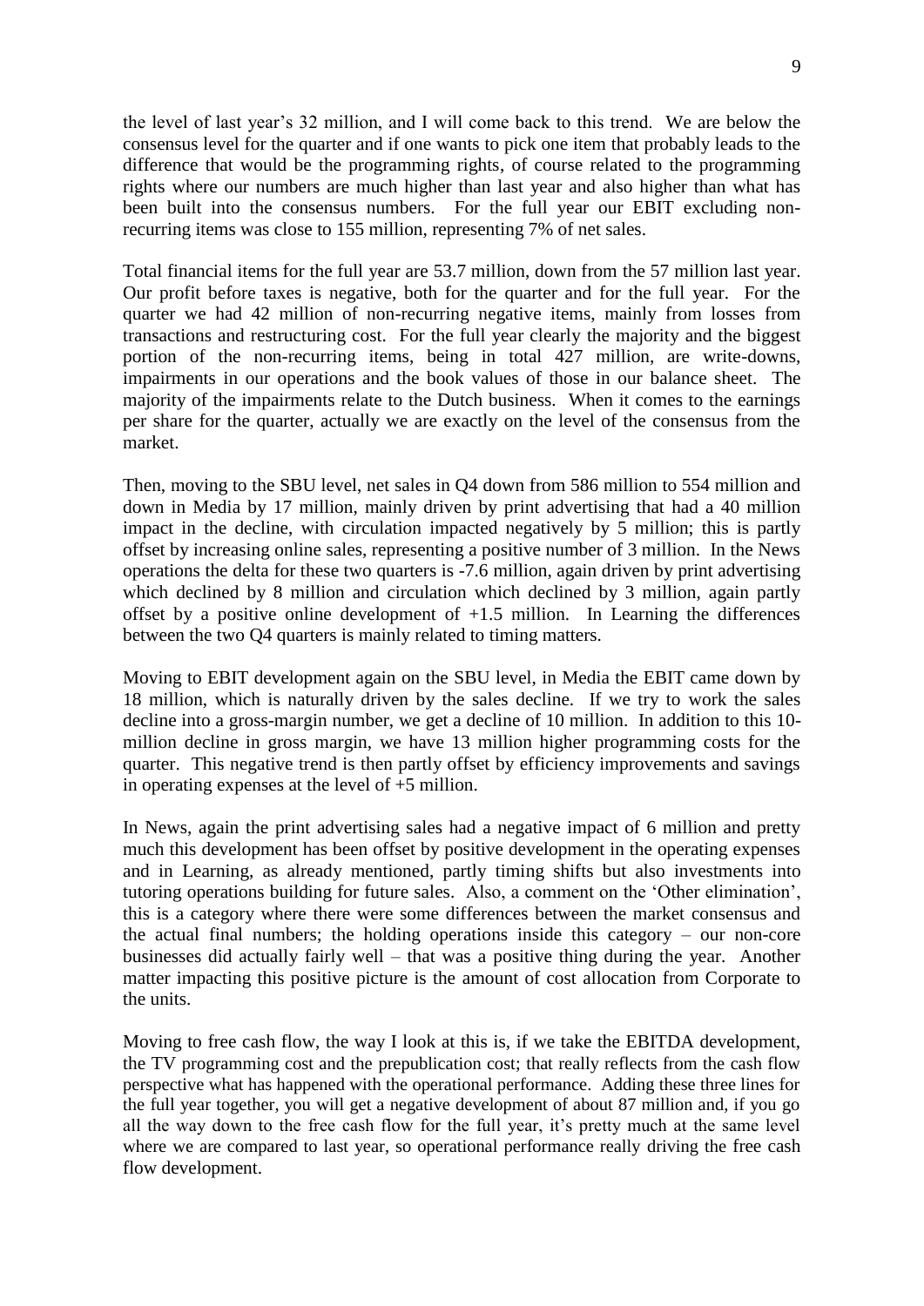the level of last year's 32 million, and I will come back to this trend. We are below the consensus level for the quarter and if one wants to pick one item that probably leads to the difference that would be the programming rights, of course related to the programming rights where our numbers are much higher than last year and also higher than what has been built into the consensus numbers. For the full year our EBIT excluding non-recurring items was close to 155 million, representing 7% of net sales.

Total financial items for the full year are 53.7 million, down from the 57 million last year. Our profit before taxes is negative, both for the quarter and for the full year. For the quarter we had 42 million of non-recurring negative items, mainly from losses from transactions and restructuring cost. For the full year clearly the majority and the biggest portion of the non-recurring items, being in total 427 million, are write-downs, impairments in our operations and the book values of those in our balance sheet. The majority of the impairments relate to the Dutch business. When it comes to the earnings per share for the quarter, actually we are exactly on the level of the consensus from the market.

Then, moving to the SBU level, net sales in Q4 down from 586 million to 554 million and down in Media by 17 million, mainly driven by print advertising that had a 40 million impact in the decline, with circulation impacted negatively by 5 million; this is partly offset by increasing online sales, representing a positive number of 3 million. In the News operations the delta for these two quarters is -7.6 million, again driven by print advertising which declined by 8 million and circulation which declined by 3 million, again partly offset by a positive online development of +1.5 million. In Learning the differences between the two Q4 quarters is mainly related to timing matters.

Moving to EBIT development again on the SBU level, in Media the EBIT came down by 18 million, which is naturally driven by the sales decline. If we try to work the sales decline into a gross-margin number, we get a decline of 10 million. In addition to this 10-million decline in gross margin, we have 13 million higher programming costs for the quarter. This negative trend is then partly offset by efficiency improvements and savings in operating expenses at the level of +5 million.

In News, again the print advertising sales had a negative impact of 6 million and pretty much this development has been offset by positive development in the operating expenses and in Learning, as already mentioned, partly timing shifts but also investments into tutoring operations building for future sales. Also, a comment on the 'Other elimination', this is a category where there were some differences between the market consensus and the actual final numbers; the holding operations inside this category – our non-core businesses did actually fairly well – that was a positive thing during the year. Another matter impacting this positive picture is the amount of cost allocation from Corporate to the units.

Moving to free cash flow, the way I look at this is, if we take the EBITDA development, the TV programming cost and the prepublication cost; that really reflects from the cash flow perspective what has happened with the operational performance. Adding these three lines for the full year together, you will get a negative development of about 87 million and, if you go all the way down to the free cash flow for the full year, it's pretty much at the same level where we are compared to last year, so operational performance really driving the free cash flow development.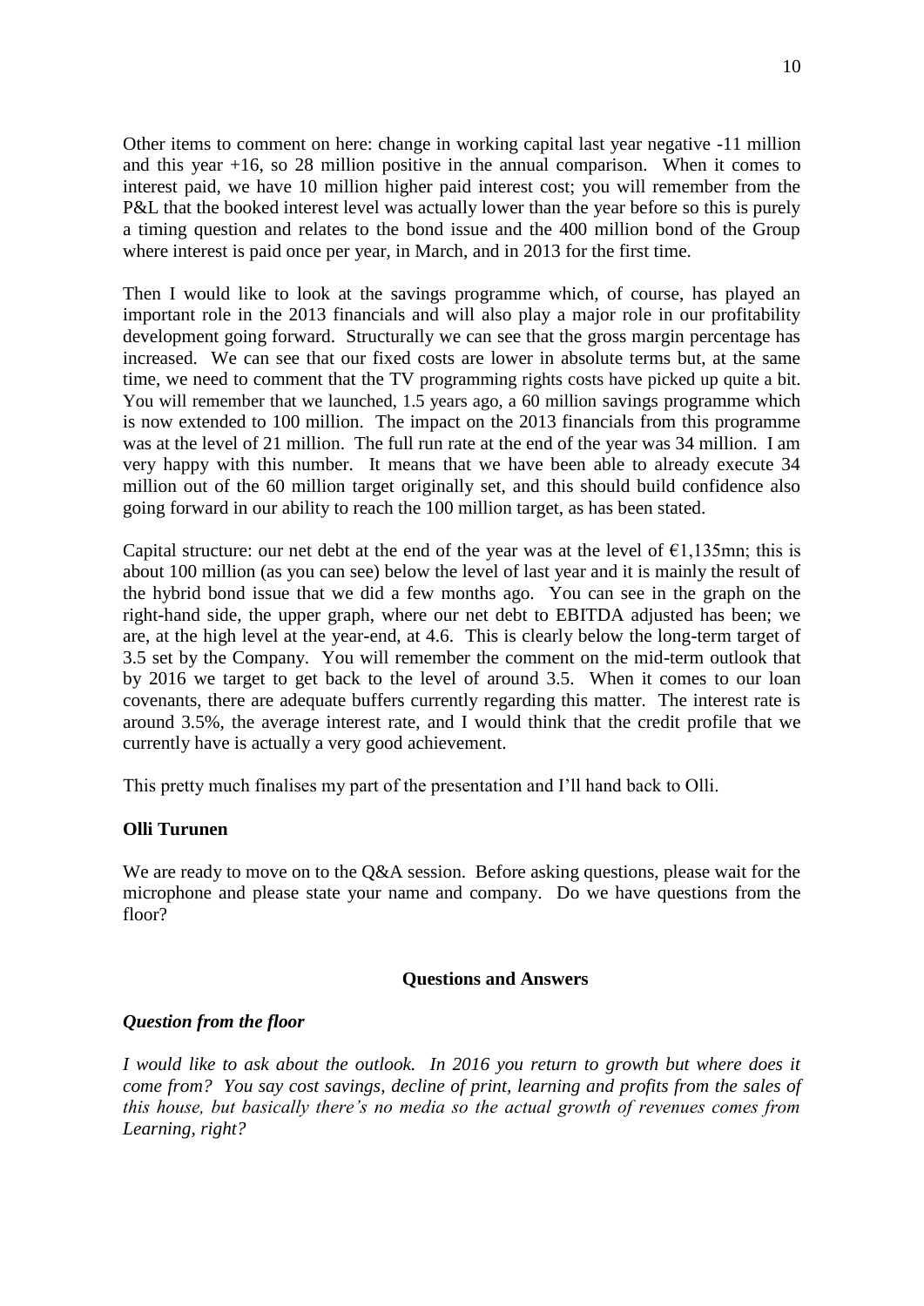Other items to comment on here: change in working capital last year negative -11 million and this year +16, so 28 million positive in the annual comparison. When it comes to interest paid, we have 10 million higher paid interest cost; you will remember from the P&L that the booked interest level was actually lower than the year before so this is purely a timing question and relates to the bond issue and the 400 million bond of the Group where interest is paid once per year, in March, and in 2013 for the first time.

Then I would like to look at the savings programme which, of course, has played an important role in the 2013 financials and will also play a major role in our profitability development going forward. Structurally we can see that the gross margin percentage has increased. We can see that our fixed costs are lower in absolute terms but, at the same time, we need to comment that the TV programming rights costs have picked up quite a bit. You will remember that we launched, 1.5 years ago, a 60 million savings programme which is now extended to 100 million. The impact on the 2013 financials from this programme was at the level of 21 million. The full run rate at the end of the year was 34 million. I am very happy with this number. It means that we have been able to already execute 34 million out of the 60 million target originally set, and this should build confidence also going forward in our ability to reach the 100 million target, as has been stated.

Capital structure: our net debt at the end of the year was at the level of €1,135mn; this is about 100 million (as you can see) below the level of last year and it is mainly the result of the hybrid bond issue that we did a few months ago. You can see in the graph on the right-hand side, the upper graph, where our net debt to EBITDA adjusted has been; we are, at the high level at the year-end, at 4.6. This is clearly below the long-term target of 3.5 set by the Company. You will remember the comment on the mid-term outlook that by 2016 we target to get back to the level of around 3.5. When it comes to our loan covenants, there are adequate buffers currently regarding this matter. The interest rate is around 3.5%, the average interest rate, and I would think that the credit profile that we currently have is actually a very good achievement.

This pretty much finalises my part of the presentation and I'll hand back to Olli.

**Olli Turunen**

We are ready to move on to the Q&A session. Before asking questions, please wait for the microphone and please state your name and company. Do we have questions from the floor?

**Questions and Answers**

***Question from the floor***

*I would like to ask about the outlook. In 2016 you return to growth but where does it come from? You say cost savings, decline of print, learning and profits from the sales of this house, but basically there's no media so the actual growth of revenues comes from Learning, right?*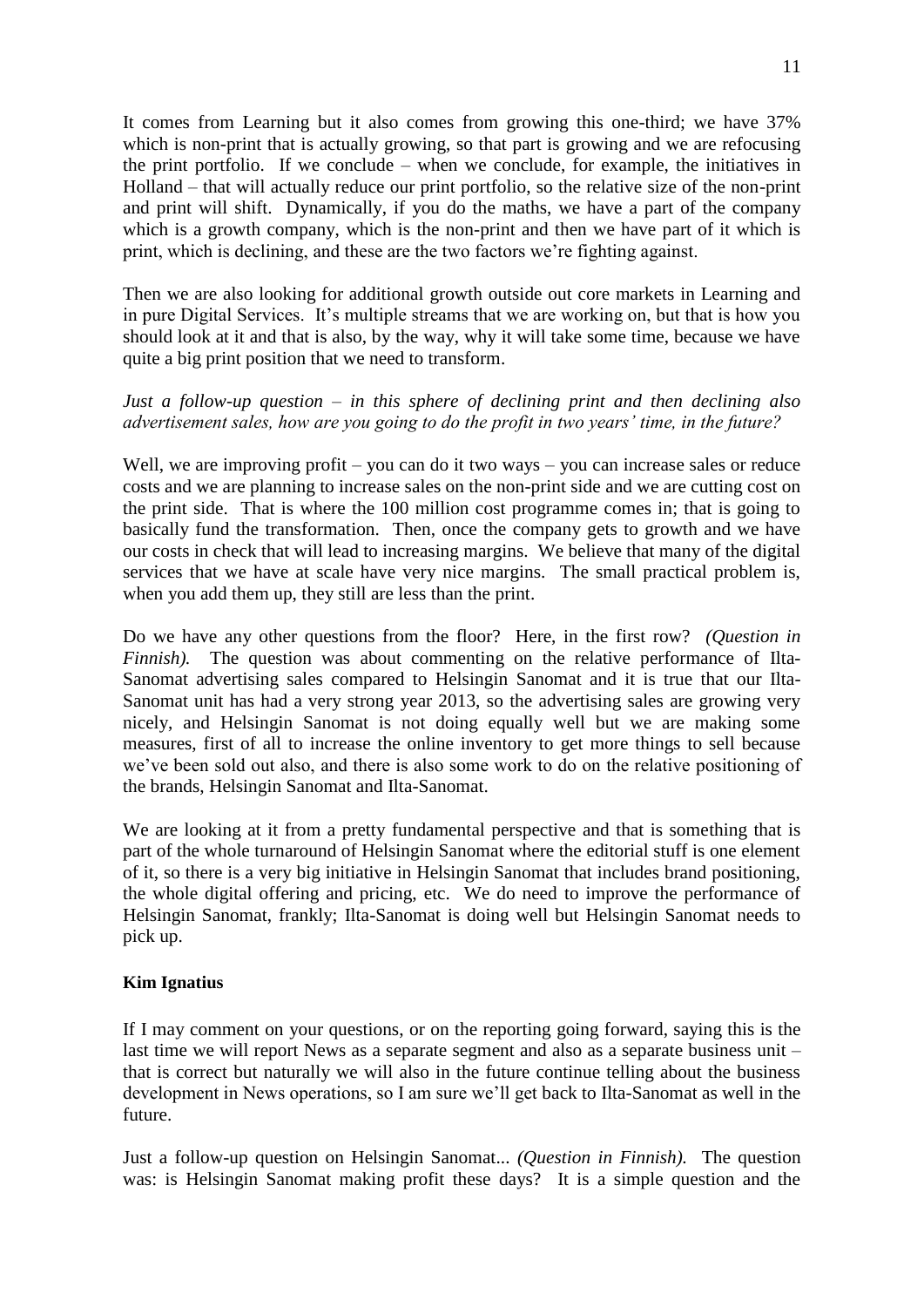It comes from Learning but it also comes from growing this one-third; we have 37% which is non-print that is actually growing, so that part is growing and we are refocusing the print portfolio. If we conclude – when we conclude, for example, the initiatives in Holland – that will actually reduce our print portfolio, so the relative size of the non-print and print will shift. Dynamically, if you do the maths, we have a part of the company which is a growth company, which is the non-print and then we have part of it which is print, which is declining, and these are the two factors we're fighting against.

Then we are also looking for additional growth outside out core markets in Learning and in pure Digital Services. It's multiple streams that we are working on, but that is how you should look at it and that is also, by the way, why it will take some time, because we have quite a big print position that we need to transform.

*Just a follow-up question – in this sphere of declining print and then declining also advertisement sales, how are you going to do the profit in two years' time, in the future?*

Well, we are improving profit – you can do it two ways – you can increase sales or reduce costs and we are planning to increase sales on the non-print side and we are cutting cost on the print side. That is where the 100 million cost programme comes in; that is going to basically fund the transformation. Then, once the company gets to growth and we have our costs in check that will lead to increasing margins. We believe that many of the digital services that we have at scale have very nice margins. The small practical problem is, when you add them up, they still are less than the print.

Do we have any other questions from the floor? Here, in the first row? *(Question in Finnish).* The question was about commenting on the relative performance of Ilta-Sanomat advertising sales compared to Helsingin Sanomat and it is true that our Ilta-Sanomat unit has had a very strong year 2013, so the advertising sales are growing very nicely, and Helsingin Sanomat is not doing equally well but we are making some measures, first of all to increase the online inventory to get more things to sell because we've been sold out also, and there is also some work to do on the relative positioning of the brands, Helsingin Sanomat and Ilta-Sanomat.

We are looking at it from a pretty fundamental perspective and that is something that is part of the whole turnaround of Helsingin Sanomat where the editorial stuff is one element of it, so there is a very big initiative in Helsingin Sanomat that includes brand positioning, the whole digital offering and pricing, etc. We do need to improve the performance of Helsingin Sanomat, frankly; Ilta-Sanomat is doing well but Helsingin Sanomat needs to pick up.

**Kim Ignatius**

If I may comment on your questions, or on the reporting going forward, saying this is the last time we will report News as a separate segment and also as a separate business unit – that is correct but naturally we will also in the future continue telling about the business development in News operations, so I am sure we'll get back to Ilta-Sanomat as well in the future.

Just a follow-up question on Helsingin Sanomat... *(Question in Finnish).* The question was: is Helsingin Sanomat making profit these days? It is a simple question and the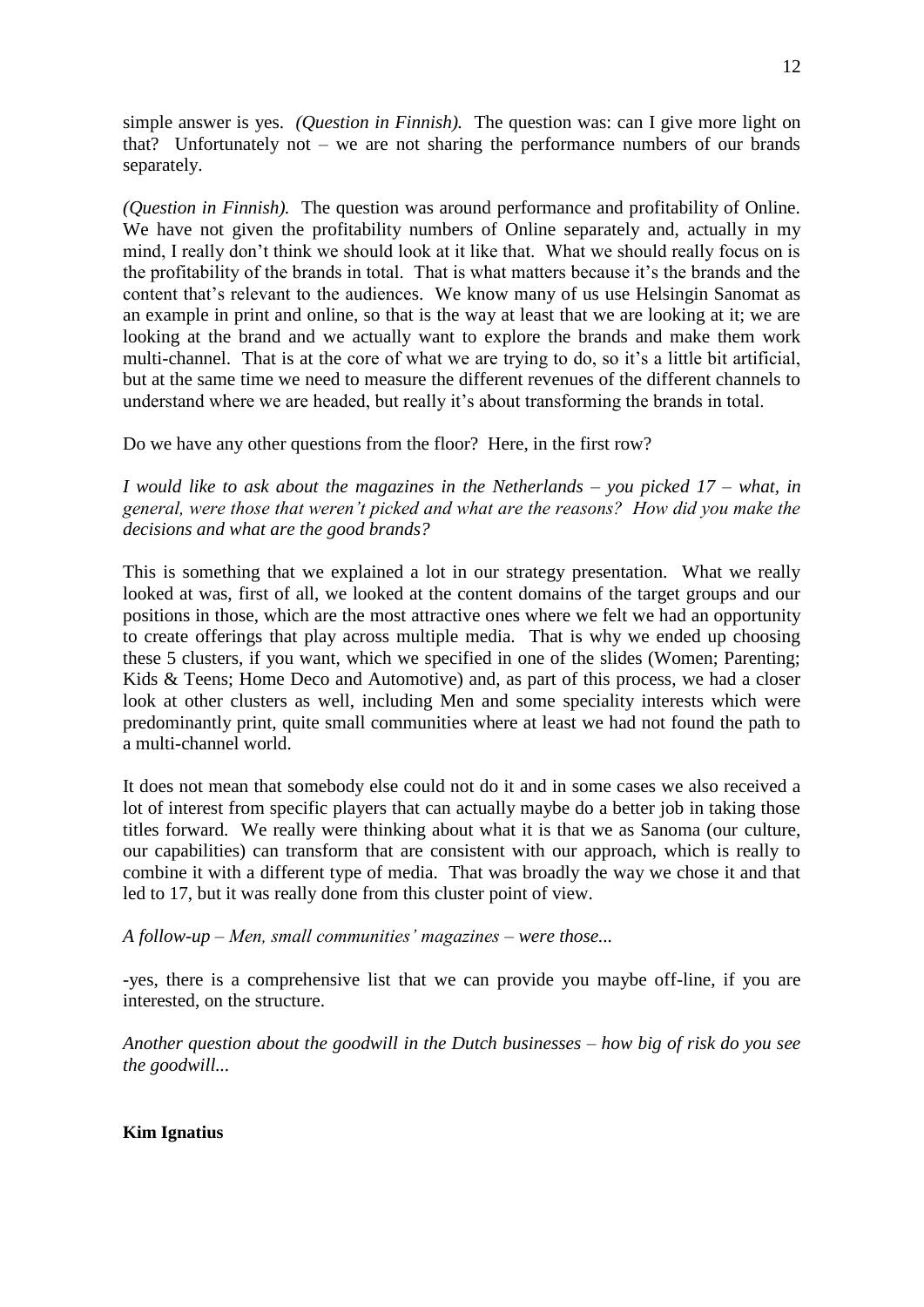simple answer is yes. *(Question in Finnish).* The question was: can I give more light on that? Unfortunately not – we are not sharing the performance numbers of our brands separately.

*(Question in Finnish).* The question was around performance and profitability of Online. We have not given the profitability numbers of Online separately and, actually in my mind, I really don't think we should look at it like that. What we should really focus on is the profitability of the brands in total. That is what matters because it's the brands and the content that's relevant to the audiences. We know many of us use Helsingin Sanomat as an example in print and online, so that is the way at least that we are looking at it; we are looking at the brand and we actually want to explore the brands and make them work multi-channel. That is at the core of what we are trying to do, so it's a little bit artificial, but at the same time we need to measure the different revenues of the different channels to understand where we are headed, but really it's about transforming the brands in total.

Do we have any other questions from the floor? Here, in the first row?

*I would like to ask about the magazines in the Netherlands – you picked 17 – what, in general, were those that weren't picked and what are the reasons? How did you make the decisions and what are the good brands?*

This is something that we explained a lot in our strategy presentation. What we really looked at was, first of all, we looked at the content domains of the target groups and our positions in those, which are the most attractive ones where we felt we had an opportunity to create offerings that play across multiple media. That is why we ended up choosing these 5 clusters, if you want, which we specified in one of the slides (Women; Parenting; Kids & Teens; Home Deco and Automotive) and, as part of this process, we had a closer look at other clusters as well, including Men and some speciality interests which were predominantly print, quite small communities where at least we had not found the path to a multi-channel world.

It does not mean that somebody else could not do it and in some cases we also received a lot of interest from specific players that can actually maybe do a better job in taking those titles forward. We really were thinking about what it is that we as Sanoma (our culture, our capabilities) can transform that are consistent with our approach, which is really to combine it with a different type of media. That was broadly the way we chose it and that led to 17, but it was really done from this cluster point of view.

*A follow-up – Men, small communities' magazines – were those...*

-yes, there is a comprehensive list that we can provide you maybe off-line, if you are interested, on the structure.

*Another question about the goodwill in the Dutch businesses – how big of risk do you see the goodwill...*

**Kim Ignatius**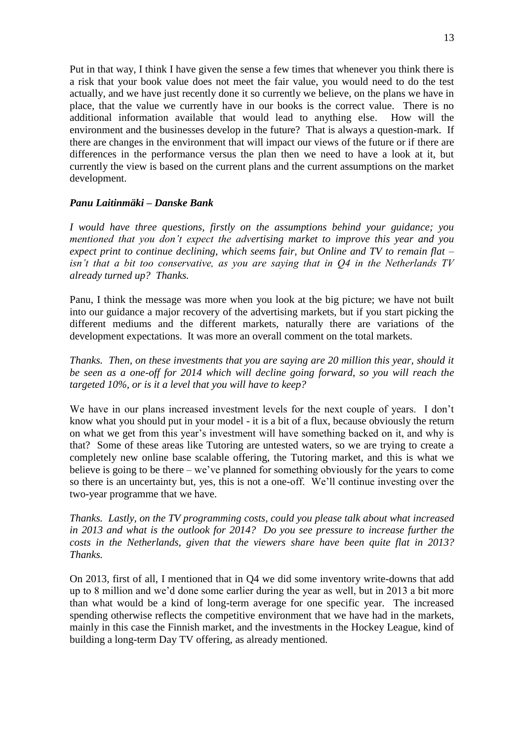Put in that way, I think I have given the sense a few times that whenever you think there is a risk that your book value does not meet the fair value, you would need to do the test actually, and we have just recently done it so currently we believe, on the plans we have in place, that the value we currently have in our books is the correct value. There is no additional information available that would lead to anything else. How will the environment and the businesses develop in the future? That is always a question-mark. If there are changes in the environment that will impact our views of the future or if there are differences in the performance versus the plan then we need to have a look at it, but currently the view is based on the current plans and the current assumptions on the market development.

***Panu Laitinmäki – Danske Bank***

*I would have three questions, firstly on the assumptions behind your guidance; you mentioned that you don't expect the advertising market to improve this year and you expect print to continue declining, which seems fair, but Online and TV to remain flat – isn't that a bit too conservative, as you are saying that in Q4 in the Netherlands TV already turned up? Thanks.*

Panu, I think the message was more when you look at the big picture; we have not built into our guidance a major recovery of the advertising markets, but if you start picking the different mediums and the different markets, naturally there are variations of the development expectations. It was more an overall comment on the total markets.

*Thanks. Then, on these investments that you are saying are 20 million this year, should it be seen as a one-off for 2014 which will decline going forward, so you will reach the targeted 10%, or is it a level that you will have to keep?*

We have in our plans increased investment levels for the next couple of years. I don't know what you should put in your model - it is a bit of a flux, because obviously the return on what we get from this year's investment will have something backed on it, and why is that? Some of these areas like Tutoring are untested waters, so we are trying to create a completely new online base scalable offering, the Tutoring market, and this is what we believe is going to be there – we've planned for something obviously for the years to come so there is an uncertainty but, yes, this is not a one-off. We'll continue investing over the two-year programme that we have.

*Thanks. Lastly, on the TV programming costs, could you please talk about what increased in 2013 and what is the outlook for 2014? Do you see pressure to increase further the costs in the Netherlands, given that the viewers share have been quite flat in 2013? Thanks.*

On 2013, first of all, I mentioned that in Q4 we did some inventory write-downs that add up to 8 million and we'd done some earlier during the year as well, but in 2013 a bit more than what would be a kind of long-term average for one specific year. The increased spending otherwise reflects the competitive environment that we have had in the markets, mainly in this case the Finnish market, and the investments in the Hockey League, kind of building a long-term Day TV offering, as already mentioned.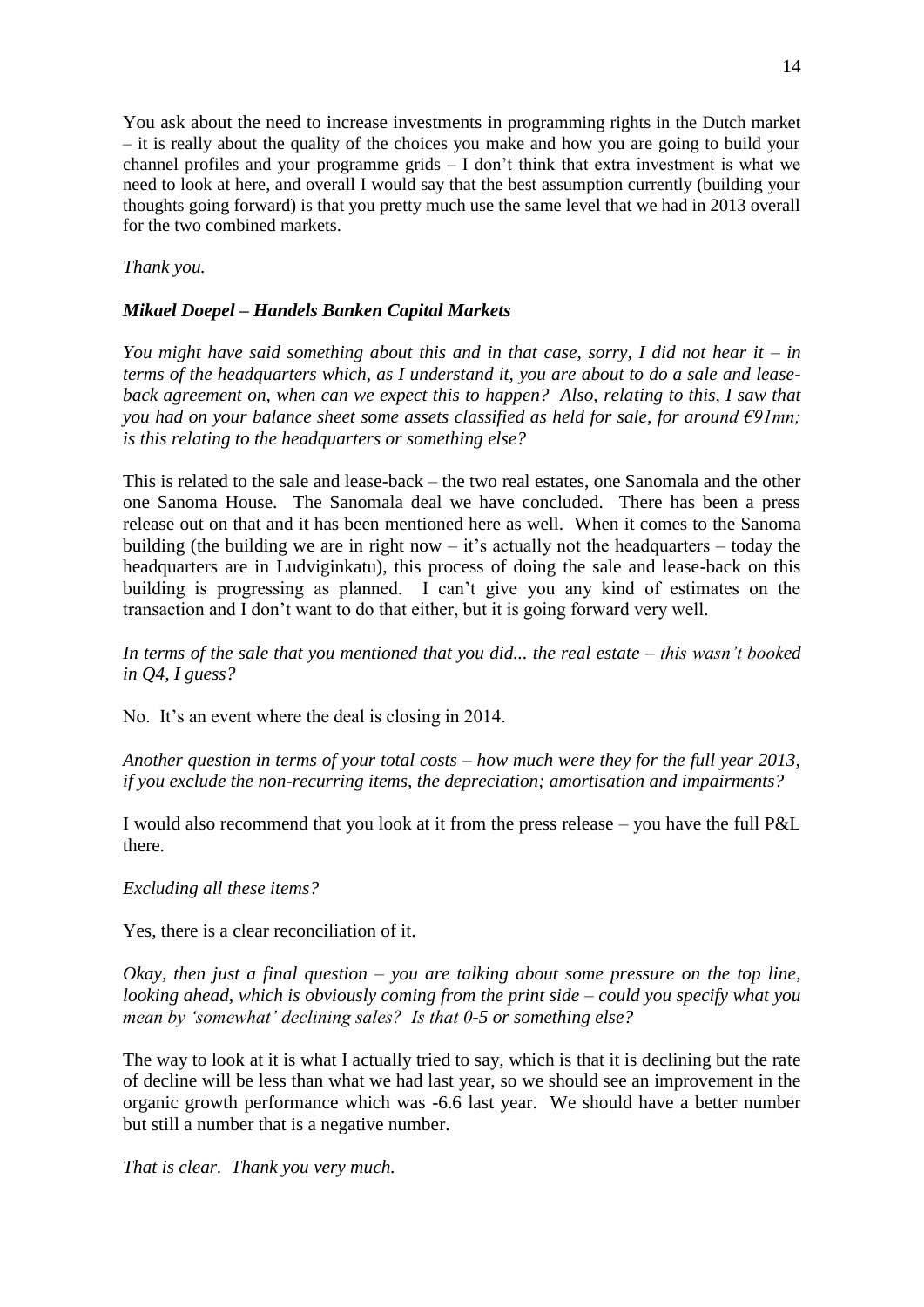You ask about the need to increase investments in programming rights in the Dutch market – it is really about the quality of the choices you make and how you are going to build your channel profiles and your programme grids – I don't think that extra investment is what we need to look at here, and overall I would say that the best assumption currently (building your thoughts going forward) is that you pretty much use the same level that we had in 2013 overall for the two combined markets.

*Thank you.*

***Mikael Doepel – Handels Banken Capital Markets***

*You might have said something about this and in that case, sorry, I did not hear it – in terms of the headquarters which, as I understand it, you are about to do a sale and lease-back agreement on, when can we expect this to happen? Also, relating to this, I saw that you had on your balance sheet some assets classified as held for sale, for around €91mn; is this relating to the headquarters or something else?*

This is related to the sale and lease-back – the two real estates, one Sanomala and the other one Sanoma House. The Sanomala deal we have concluded. There has been a press release out on that and it has been mentioned here as well. When it comes to the Sanoma building (the building we are in right now – it's actually not the headquarters – today the headquarters are in Ludviginkatu), this process of doing the sale and lease-back on this building is progressing as planned. I can't give you any kind of estimates on the transaction and I don't want to do that either, but it is going forward very well.

*In terms of the sale that you mentioned that you did... the real estate – this wasn't booked in Q4, I guess?*

No. It's an event where the deal is closing in 2014.

*Another question in terms of your total costs – how much were they for the full year 2013, if you exclude the non-recurring items, the depreciation; amortisation and impairments?*

I would also recommend that you look at it from the press release – you have the full P&L there.

*Excluding all these items?*

Yes, there is a clear reconciliation of it.

*Okay, then just a final question – you are talking about some pressure on the top line, looking ahead, which is obviously coming from the print side – could you specify what you mean by 'somewhat' declining sales? Is that 0-5 or something else?*

The way to look at it is what I actually tried to say, which is that it is declining but the rate of decline will be less than what we had last year, so we should see an improvement in the organic growth performance which was -6.6 last year. We should have a better number but still a number that is a negative number.

*That is clear. Thank you very much.*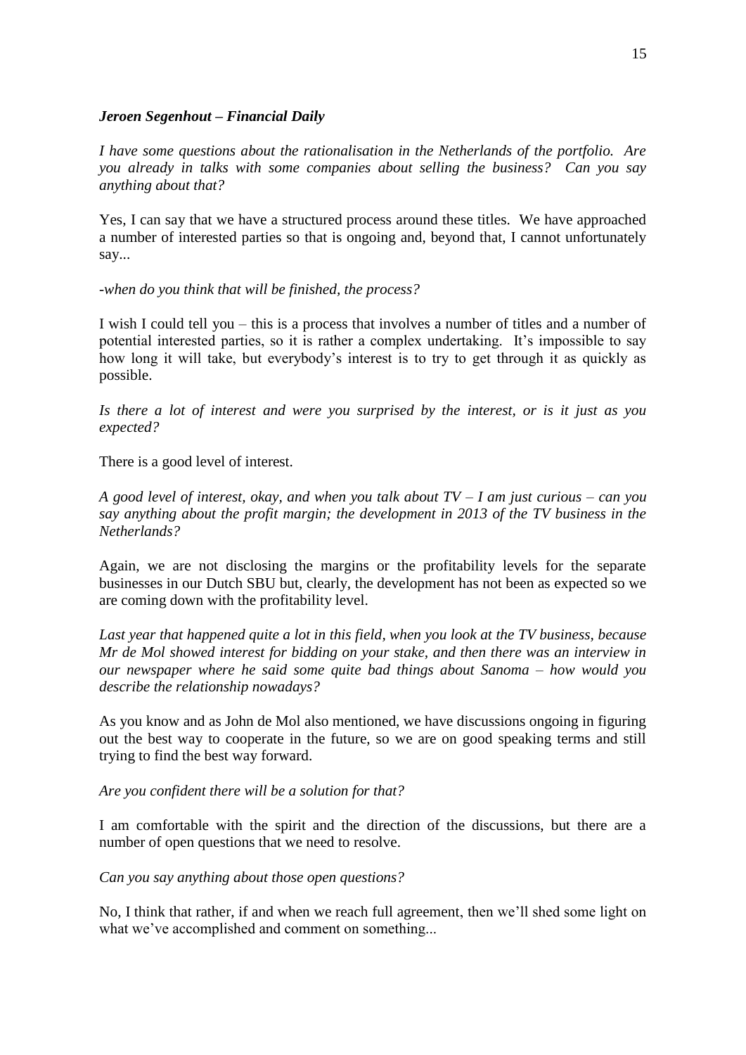***Jeroen Segenhout – Financial Daily***

*I have some questions about the rationalisation in the Netherlands of the portfolio. Are you already in talks with some companies about selling the business? Can you say anything about that?*

Yes, I can say that we have a structured process around these titles. We have approached a number of interested parties so that is ongoing and, beyond that, I cannot unfortunately say...

*-when do you think that will be finished, the process?*

I wish I could tell you – this is a process that involves a number of titles and a number of potential interested parties, so it is rather a complex undertaking. It's impossible to say how long it will take, but everybody's interest is to try to get through it as quickly as possible.

*Is there a lot of interest and were you surprised by the interest, or is it just as you expected?*

There is a good level of interest.

*A good level of interest, okay, and when you talk about TV – I am just curious – can you say anything about the profit margin; the development in 2013 of the TV business in the Netherlands?*

Again, we are not disclosing the margins or the profitability levels for the separate businesses in our Dutch SBU but, clearly, the development has not been as expected so we are coming down with the profitability level.

*Last year that happened quite a lot in this field, when you look at the TV business, because Mr de Mol showed interest for bidding on your stake, and then there was an interview in our newspaper where he said some quite bad things about Sanoma – how would you describe the relationship nowadays?*

As you know and as John de Mol also mentioned, we have discussions ongoing in figuring out the best way to cooperate in the future, so we are on good speaking terms and still trying to find the best way forward.

*Are you confident there will be a solution for that?*

I am comfortable with the spirit and the direction of the discussions, but there are a number of open questions that we need to resolve.

*Can you say anything about those open questions?*

No, I think that rather, if and when we reach full agreement, then we'll shed some light on what we've accomplished and comment on something...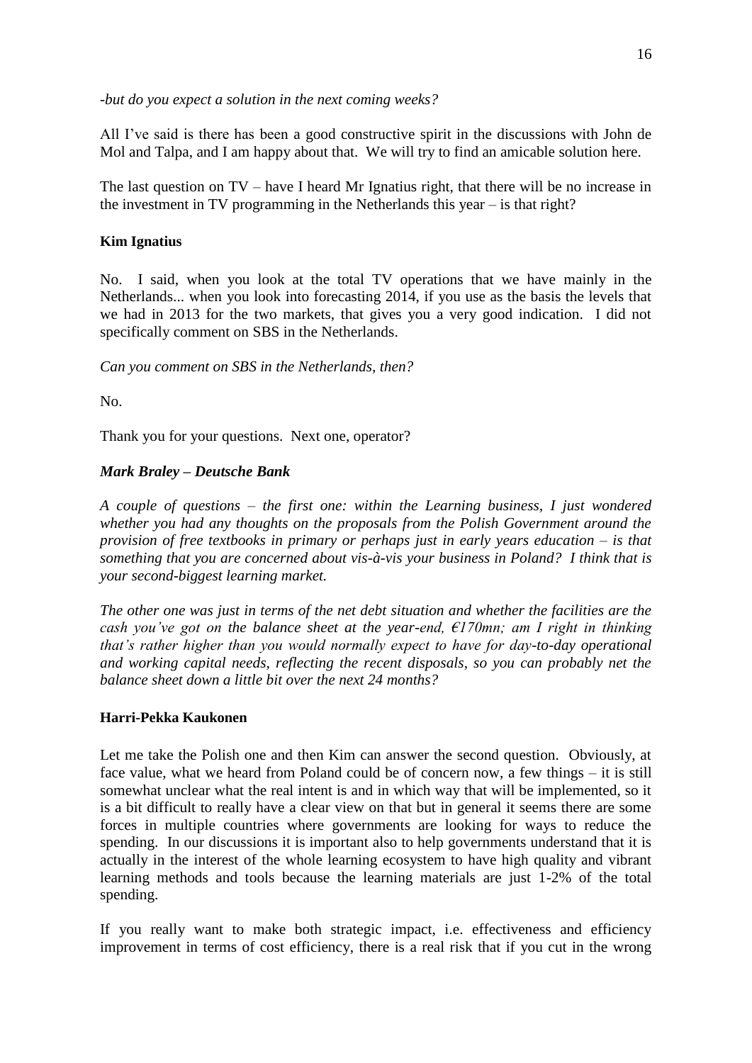*-but do you expect a solution in the next coming weeks?*

All I've said is there has been a good constructive spirit in the discussions with John de Mol and Talpa, and I am happy about that. We will try to find an amicable solution here.

The last question on TV – have I heard Mr Ignatius right, that there will be no increase in the investment in TV programming in the Netherlands this year – is that right?

**Kim Ignatius**

No. I said, when you look at the total TV operations that we have mainly in the Netherlands... when you look into forecasting 2014, if you use as the basis the levels that we had in 2013 for the two markets, that gives you a very good indication. I did not specifically comment on SBS in the Netherlands.

*Can you comment on SBS in the Netherlands, then?*

No.

Thank you for your questions. Next one, operator?

***Mark Braley – Deutsche Bank***

*A couple of questions – the first one: within the Learning business, I just wondered whether you had any thoughts on the proposals from the Polish Government around the provision of free textbooks in primary or perhaps just in early years education – is that something that you are concerned about vis-à-vis your business in Poland? I think that is your second-biggest learning market.*

*The other one was just in terms of the net debt situation and whether the facilities are the cash you've got on the balance sheet at the year-end, €170mn; am I right in thinking that's rather higher than you would normally expect to have for day-to-day operational and working capital needs, reflecting the recent disposals, so you can probably net the balance sheet down a little bit over the next 24 months?*

**Harri-Pekka Kaukonen**

Let me take the Polish one and then Kim can answer the second question. Obviously, at face value, what we heard from Poland could be of concern now, a few things – it is still somewhat unclear what the real intent is and in which way that will be implemented, so it is a bit difficult to really have a clear view on that but in general it seems there are some forces in multiple countries where governments are looking for ways to reduce the spending. In our discussions it is important also to help governments understand that it is actually in the interest of the whole learning ecosystem to have high quality and vibrant learning methods and tools because the learning materials are just 1-2% of the total spending.

If you really want to make both strategic impact, i.e. effectiveness and efficiency improvement in terms of cost efficiency, there is a real risk that if you cut in the wrong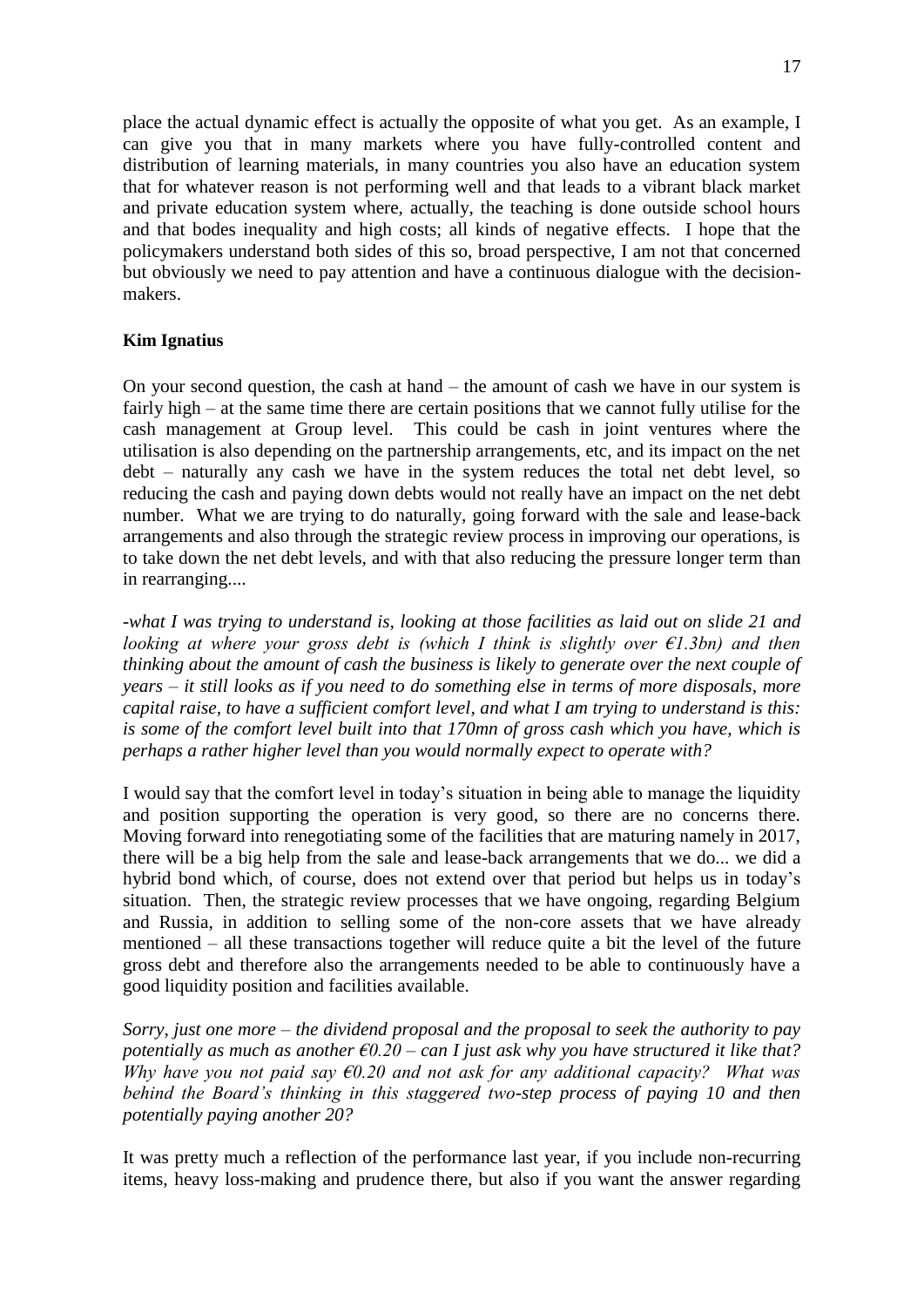place the actual dynamic effect is actually the opposite of what you get. As an example, I can give you that in many markets where you have fully-controlled content and distribution of learning materials, in many countries you also have an education system that for whatever reason is not performing well and that leads to a vibrant black market and private education system where, actually, the teaching is done outside school hours and that bodes inequality and high costs; all kinds of negative effects. I hope that the policymakers understand both sides of this so, broad perspective, I am not that concerned but obviously we need to pay attention and have a continuous dialogue with the decision-makers.

**Kim Ignatius**

On your second question, the cash at hand – the amount of cash we have in our system is fairly high – at the same time there are certain positions that we cannot fully utilise for the cash management at Group level. This could be cash in joint ventures where the utilisation is also depending on the partnership arrangements, etc, and its impact on the net debt – naturally any cash we have in the system reduces the total net debt level, so reducing the cash and paying down debts would not really have an impact on the net debt number. What we are trying to do naturally, going forward with the sale and lease-back arrangements and also through the strategic review process in improving our operations, is to take down the net debt levels, and with that also reducing the pressure longer term than in rearranging....

*-what I was trying to understand is, looking at those facilities as laid out on slide 21 and looking at where your gross debt is (which I think is slightly over €1.3bn) and then thinking about the amount of cash the business is likely to generate over the next couple of years – it still looks as if you need to do something else in terms of more disposals, more capital raise, to have a sufficient comfort level, and what I am trying to understand is this: is some of the comfort level built into that 170mn of gross cash which you have, which is perhaps a rather higher level than you would normally expect to operate with?*

I would say that the comfort level in today's situation in being able to manage the liquidity and position supporting the operation is very good, so there are no concerns there. Moving forward into renegotiating some of the facilities that are maturing namely in 2017, there will be a big help from the sale and lease-back arrangements that we do... we did a hybrid bond which, of course, does not extend over that period but helps us in today's situation. Then, the strategic review processes that we have ongoing, regarding Belgium and Russia, in addition to selling some of the non-core assets that we have already mentioned – all these transactions together will reduce quite a bit the level of the future gross debt and therefore also the arrangements needed to be able to continuously have a good liquidity position and facilities available.

*Sorry, just one more – the dividend proposal and the proposal to seek the authority to pay potentially as much as another €0.20 – can I just ask why you have structured it like that? Why have you not paid say €0.20 and not ask for any additional capacity? What was behind the Board's thinking in this staggered two-step process of paying 10 and then potentially paying another 20?*

It was pretty much a reflection of the performance last year, if you include non-recurring items, heavy loss-making and prudence there, but also if you want the answer regarding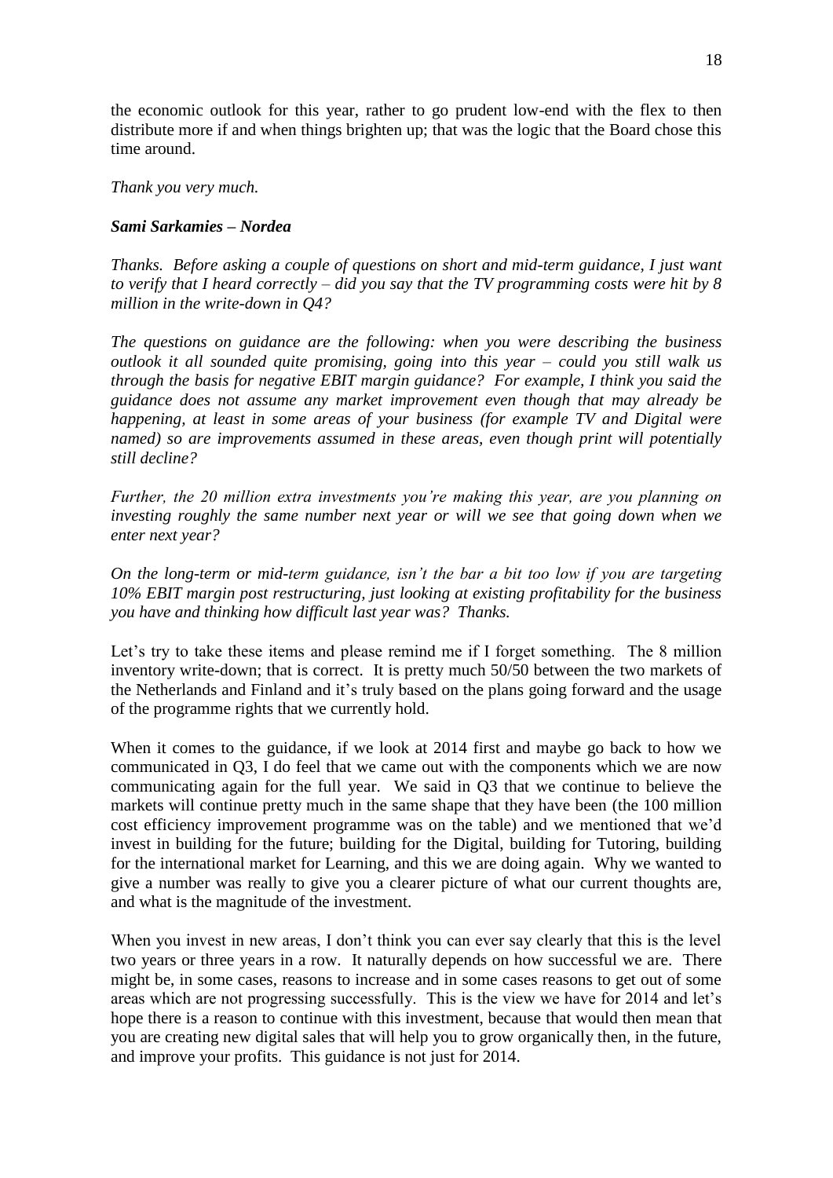the economic outlook for this year, rather to go prudent low-end with the flex to then distribute more if and when things brighten up; that was the logic that the Board chose this time around.

*Thank you very much.*

***Sami Sarkamies – Nordea***

*Thanks. Before asking a couple of questions on short and mid-term guidance, I just want to verify that I heard correctly – did you say that the TV programming costs were hit by 8 million in the write-down in Q4?*

*The questions on guidance are the following: when you were describing the business outlook it all sounded quite promising, going into this year – could you still walk us through the basis for negative EBIT margin guidance? For example, I think you said the guidance does not assume any market improvement even though that may already be happening, at least in some areas of your business (for example TV and Digital were named) so are improvements assumed in these areas, even though print will potentially still decline?*

*Further, the 20 million extra investments you're making this year, are you planning on investing roughly the same number next year or will we see that going down when we enter next year?*

*On the long-term or mid-term guidance, isn't the bar a bit too low if you are targeting 10% EBIT margin post restructuring, just looking at existing profitability for the business you have and thinking how difficult last year was? Thanks.*

Let's try to take these items and please remind me if I forget something. The 8 million inventory write-down; that is correct. It is pretty much 50/50 between the two markets of the Netherlands and Finland and it's truly based on the plans going forward and the usage of the programme rights that we currently hold.

When it comes to the guidance, if we look at 2014 first and maybe go back to how we communicated in Q3, I do feel that we came out with the components which we are now communicating again for the full year. We said in Q3 that we continue to believe the markets will continue pretty much in the same shape that they have been (the 100 million cost efficiency improvement programme was on the table) and we mentioned that we'd invest in building for the future; building for the Digital, building for Tutoring, building for the international market for Learning, and this we are doing again. Why we wanted to give a number was really to give you a clearer picture of what our current thoughts are, and what is the magnitude of the investment.

When you invest in new areas, I don't think you can ever say clearly that this is the level two years or three years in a row. It naturally depends on how successful we are. There might be, in some cases, reasons to increase and in some cases reasons to get out of some areas which are not progressing successfully. This is the view we have for 2014 and let's hope there is a reason to continue with this investment, because that would then mean that you are creating new digital sales that will help you to grow organically then, in the future, and improve your profits. This guidance is not just for 2014.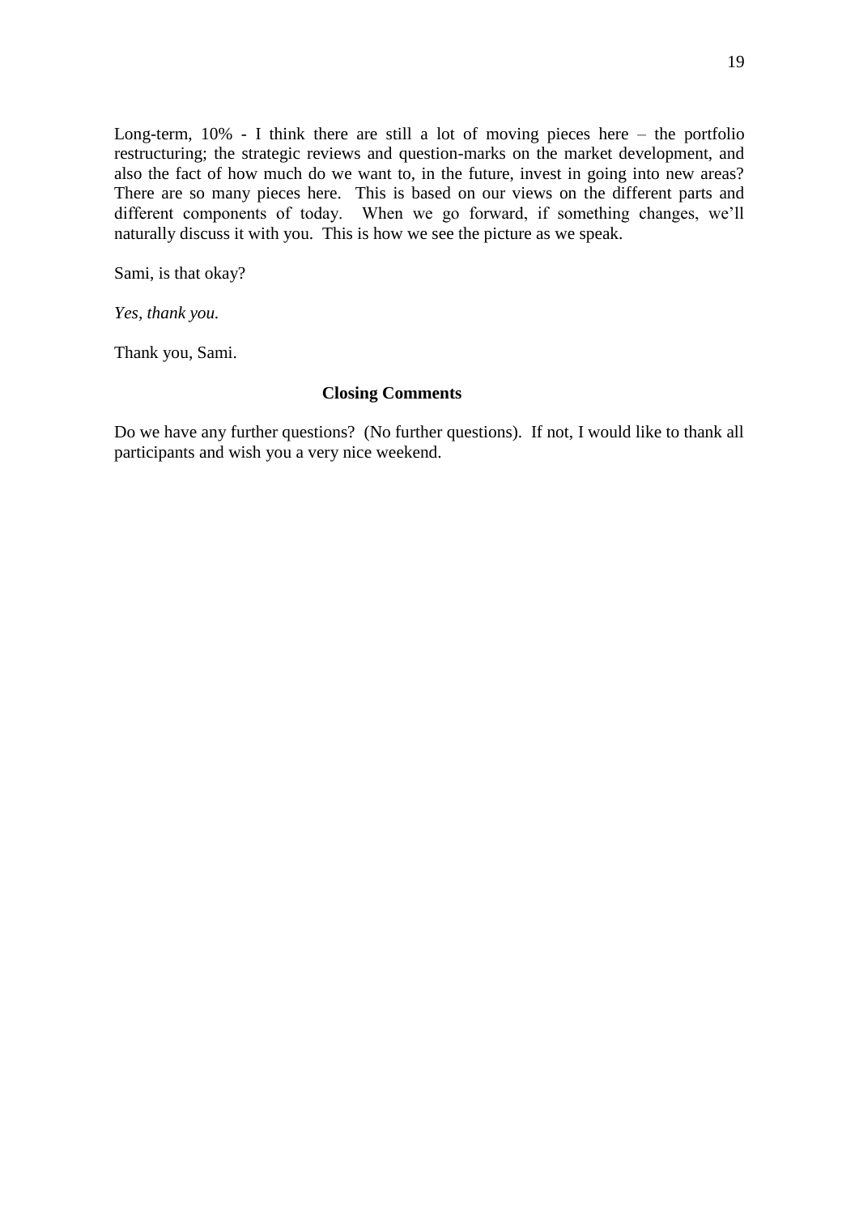Long-term, 10% - I think there are still a lot of moving pieces here – the portfolio restructuring; the strategic reviews and question-marks on the market development, and also the fact of how much do we want to, in the future, invest in going into new areas? There are so many pieces here. This is based on our views on the different parts and different components of today. When we go forward, if something changes, we'll naturally discuss it with you. This is how we see the picture as we speak.

Sami, is that okay?

*Yes, thank you.*

Thank you, Sami.

## Closing Comments

Do we have any further questions? (No further questions). If not, I would like to thank all participants and wish you a very nice weekend.